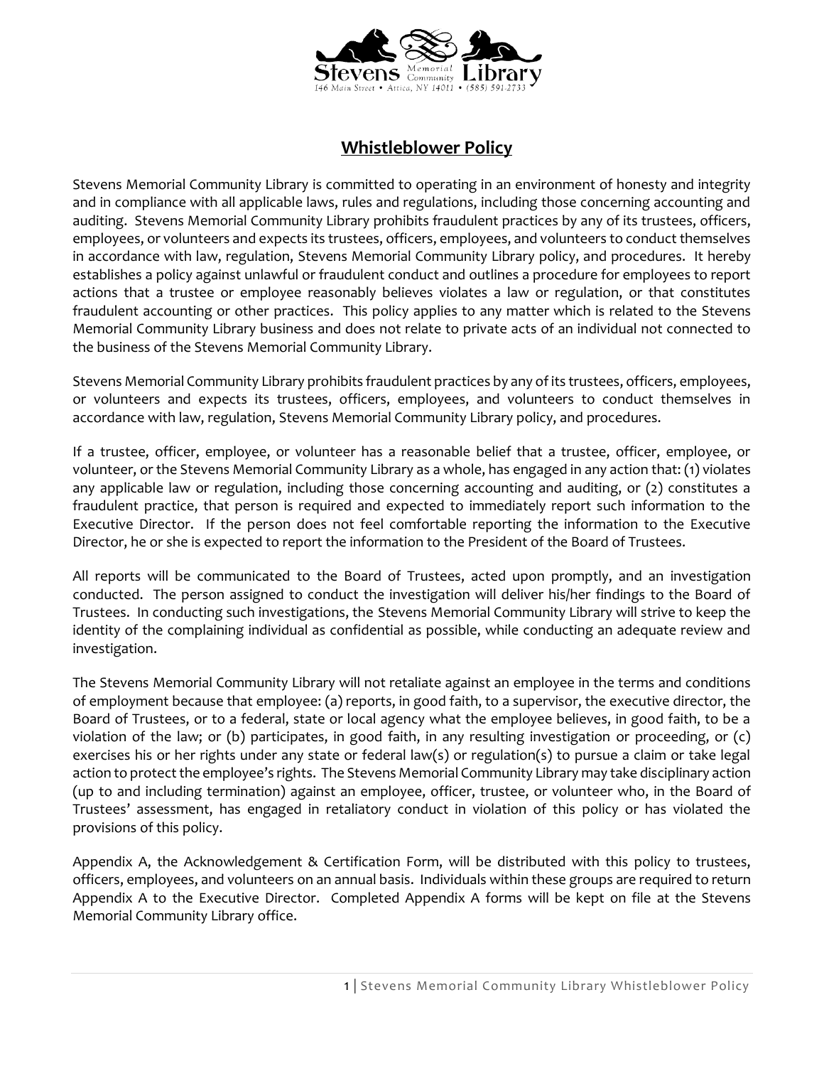Stevens Memorial Community Library
146 Main Street • Attica, NY 14011 • (585) 591-2733

# Whistleblower Policy

Stevens Memorial Community Library is committed to operating in an environment of honesty and integrity and in compliance with all applicable laws, rules and regulations, including those concerning accounting and auditing. Stevens Memorial Community Library prohibits fraudulent practices by any of its trustees, officers, employees, or volunteers and expects its trustees, officers, employees, and volunteers to conduct themselves in accordance with law, regulation, Stevens Memorial Community Library policy, and procedures. It hereby establishes a policy against unlawful or fraudulent conduct and outlines a procedure for employees to report actions that a trustee or employee reasonably believes violates a law or regulation, or that constitutes fraudulent accounting or other practices. This policy applies to any matter which is related to the Stevens Memorial Community Library business and does not relate to private acts of an individual not connected to the business of the Stevens Memorial Community Library.

Stevens Memorial Community Library prohibits fraudulent practices by any of its trustees, officers, employees, or volunteers and expects its trustees, officers, employees, and volunteers to conduct themselves in accordance with law, regulation, Stevens Memorial Community Library policy, and procedures.

If a trustee, officer, employee, or volunteer has a reasonable belief that a trustee, officer, employee, or volunteer, or the Stevens Memorial Community Library as a whole, has engaged in any action that: (1) violates any applicable law or regulation, including those concerning accounting and auditing, or (2) constitutes a fraudulent practice, that person is required and expected to immediately report such information to the Executive Director. If the person does not feel comfortable reporting the information to the Executive Director, he or she is expected to report the information to the President of the Board of Trustees.

All reports will be communicated to the Board of Trustees, acted upon promptly, and an investigation conducted. The person assigned to conduct the investigation will deliver his/her findings to the Board of Trustees. In conducting such investigations, the Stevens Memorial Community Library will strive to keep the identity of the complaining individual as confidential as possible, while conducting an adequate review and investigation.

The Stevens Memorial Community Library will not retaliate against an employee in the terms and conditions of employment because that employee: (a) reports, in good faith, to a supervisor, the executive director, the Board of Trustees, or to a federal, state or local agency what the employee believes, in good faith, to be a violation of the law; or (b) participates, in good faith, in any resulting investigation or proceeding, or (c) exercises his or her rights under any state or federal law(s) or regulation(s) to pursue a claim or take legal action to protect the employee's rights. The Stevens Memorial Community Library may take disciplinary action (up to and including termination) against an employee, officer, trustee, or volunteer who, in the Board of Trustees' assessment, has engaged in retaliatory conduct in violation of this policy or has violated the provisions of this policy.

Appendix A, the Acknowledgement & Certification Form, will be distributed with this policy to trustees, officers, employees, and volunteers on an annual basis. Individuals within these groups are required to return Appendix A to the Executive Director. Completed Appendix A forms will be kept on file at the Stevens Memorial Community Library office.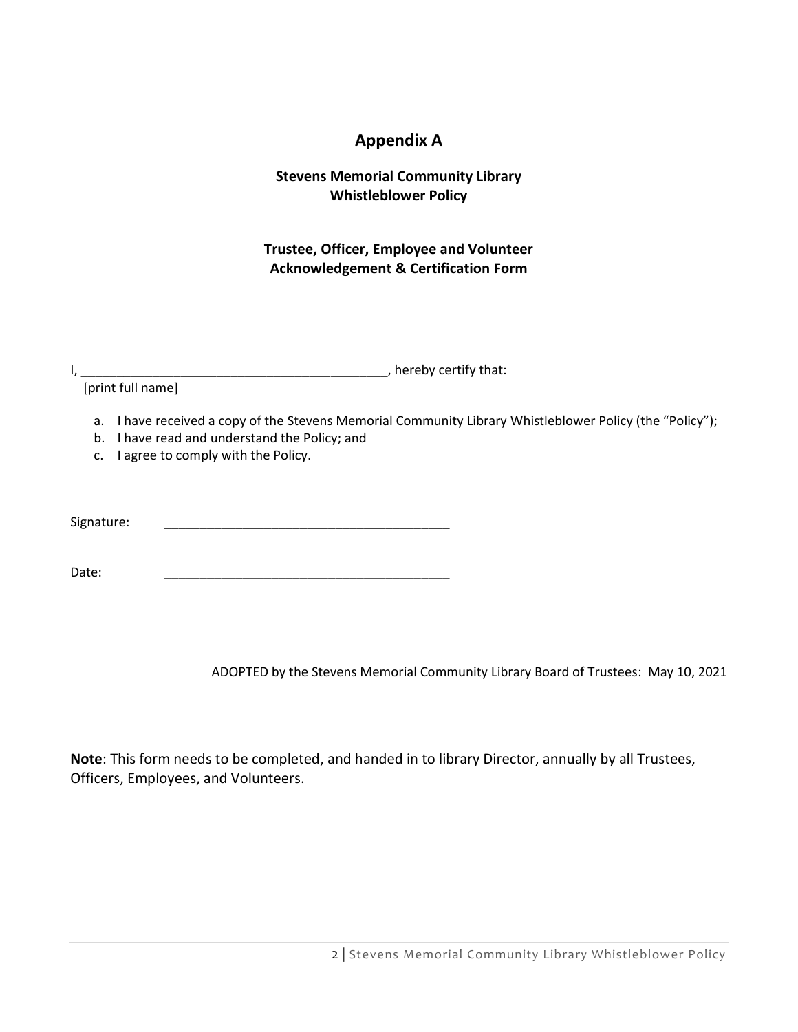# Appendix A

### Stevens Memorial Community Library
### Whistleblower Policy

### Trustee, Officer, Employee and Volunteer
### Acknowledgement & Certification Form

I, ___________________________________________, hereby certify that:
[print full name]

a. I have received a copy of the Stevens Memorial Community Library Whistleblower Policy (the "Policy");
b. I have read and understand the Policy; and
c. I agree to comply with the Policy.

Signature: ________________________________________

Date: ________________________________________

ADOPTED by the Stevens Memorial Community Library Board of Trustees: May 10, 2021

**Note**: This form needs to be completed, and handed in to library Director, annually by all Trustees, Officers, Employees, and Volunteers.